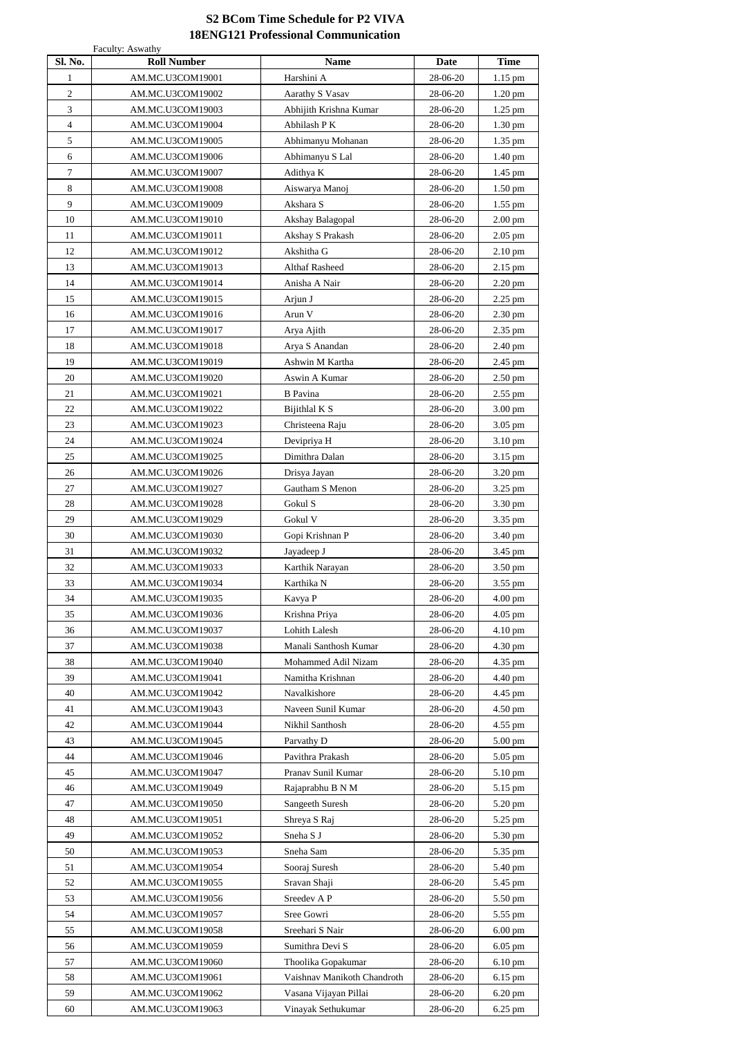# S2 BCom Time Schedule for P2 VIVA
## 18ENG121 Professional Communication

Faculty: Aswathy

| Sl. No. | Roll Number | Name | Date | Time |
|---|---|---|---|---|
| 1 | AM.MC.U3COM19001 | Harshini A | 28-06-20 | 1.15 pm |
| 2 | AM.MC.U3COM19002 | Aarathy S Vasav | 28-06-20 | 1.20 pm |
| 3 | AM.MC.U3COM19003 | Abhijith Krishna Kumar | 28-06-20 | 1.25 pm |
| 4 | AM.MC.U3COM19004 | Abhilash P K | 28-06-20 | 1.30 pm |
| 5 | AM.MC.U3COM19005 | Abhimanyu Mohanan | 28-06-20 | 1.35 pm |
| 6 | AM.MC.U3COM19006 | Abhimanyu S Lal | 28-06-20 | 1.40 pm |
| 7 | AM.MC.U3COM19007 | Adithya K | 28-06-20 | 1.45 pm |
| 8 | AM.MC.U3COM19008 | Aiswarya Manoj | 28-06-20 | 1.50 pm |
| 9 | AM.MC.U3COM19009 | Akshara S | 28-06-20 | 1.55 pm |
| 10 | AM.MC.U3COM19010 | Akshay Balagopal | 28-06-20 | 2.00 pm |
| 11 | AM.MC.U3COM19011 | Akshay S Prakash | 28-06-20 | 2.05 pm |
| 12 | AM.MC.U3COM19012 | Akshitha G | 28-06-20 | 2.10 pm |
| 13 | AM.MC.U3COM19013 | Althaf Rasheed | 28-06-20 | 2.15 pm |
| 14 | AM.MC.U3COM19014 | Anisha A Nair | 28-06-20 | 2.20 pm |
| 15 | AM.MC.U3COM19015 | Arjun J | 28-06-20 | 2.25 pm |
| 16 | AM.MC.U3COM19016 | Arun V | 28-06-20 | 2.30 pm |
| 17 | AM.MC.U3COM19017 | Arya Ajith | 28-06-20 | 2.35 pm |
| 18 | AM.MC.U3COM19018 | Arya S Anandan | 28-06-20 | 2.40 pm |
| 19 | AM.MC.U3COM19019 | Ashwin M Kartha | 28-06-20 | 2.45 pm |
| 20 | AM.MC.U3COM19020 | Aswin A Kumar | 28-06-20 | 2.50 pm |
| 21 | AM.MC.U3COM19021 | B Pavina | 28-06-20 | 2.55 pm |
| 22 | AM.MC.U3COM19022 | Bijithlal K S | 28-06-20 | 3.00 pm |
| 23 | AM.MC.U3COM19023 | Christeena Raju | 28-06-20 | 3.05 pm |
| 24 | AM.MC.U3COM19024 | Devipriya H | 28-06-20 | 3.10 pm |
| 25 | AM.MC.U3COM19025 | Dimithra Dalan | 28-06-20 | 3.15 pm |
| 26 | AM.MC.U3COM19026 | Drisya Jayan | 28-06-20 | 3.20 pm |
| 27 | AM.MC.U3COM19027 | Gautham S Menon | 28-06-20 | 3.25 pm |
| 28 | AM.MC.U3COM19028 | Gokul S | 28-06-20 | 3.30 pm |
| 29 | AM.MC.U3COM19029 | Gokul V | 28-06-20 | 3.35 pm |
| 30 | AM.MC.U3COM19030 | Gopi Krishnan P | 28-06-20 | 3.40 pm |
| 31 | AM.MC.U3COM19032 | Jayadeep J | 28-06-20 | 3.45 pm |
| 32 | AM.MC.U3COM19033 | Karthik Narayan | 28-06-20 | 3.50 pm |
| 33 | AM.MC.U3COM19034 | Karthika N | 28-06-20 | 3.55 pm |
| 34 | AM.MC.U3COM19035 | Kavya P | 28-06-20 | 4.00 pm |
| 35 | AM.MC.U3COM19036 | Krishna Priya | 28-06-20 | 4.05 pm |
| 36 | AM.MC.U3COM19037 | Lohith Lalesh | 28-06-20 | 4.10 pm |
| 37 | AM.MC.U3COM19038 | Manali Santhosh Kumar | 28-06-20 | 4.30 pm |
| 38 | AM.MC.U3COM19040 | Mohammed Adil Nizam | 28-06-20 | 4.35 pm |
| 39 | AM.MC.U3COM19041 | Namitha Krishnan | 28-06-20 | 4.40 pm |
| 40 | AM.MC.U3COM19042 | Navalkishore | 28-06-20 | 4.45 pm |
| 41 | AM.MC.U3COM19043 | Naveen Sunil Kumar | 28-06-20 | 4.50 pm |
| 42 | AM.MC.U3COM19044 | Nikhil Santhosh | 28-06-20 | 4.55 pm |
| 43 | AM.MC.U3COM19045 | Parvathy D | 28-06-20 | 5.00 pm |
| 44 | AM.MC.U3COM19046 | Pavithra Prakash | 28-06-20 | 5.05 pm |
| 45 | AM.MC.U3COM19047 | Pranav Sunil Kumar | 28-06-20 | 5.10 pm |
| 46 | AM.MC.U3COM19049 | Rajaprabhu B N M | 28-06-20 | 5.15 pm |
| 47 | AM.MC.U3COM19050 | Sangeeth Suresh | 28-06-20 | 5.20 pm |
| 48 | AM.MC.U3COM19051 | Shreya S Raj | 28-06-20 | 5.25 pm |
| 49 | AM.MC.U3COM19052 | Sneha S J | 28-06-20 | 5.30 pm |
| 50 | AM.MC.U3COM19053 | Sneha Sam | 28-06-20 | 5.35 pm |
| 51 | AM.MC.U3COM19054 | Sooraj Suresh | 28-06-20 | 5.40 pm |
| 52 | AM.MC.U3COM19055 | Sravan Shaji | 28-06-20 | 5.45 pm |
| 53 | AM.MC.U3COM19056 | Sreedev A P | 28-06-20 | 5.50 pm |
| 54 | AM.MC.U3COM19057 | Sree Gowri | 28-06-20 | 5.55 pm |
| 55 | AM.MC.U3COM19058 | Sreehari S Nair | 28-06-20 | 6.00 pm |
| 56 | AM.MC.U3COM19059 | Sumithra Devi S | 28-06-20 | 6.05 pm |
| 57 | AM.MC.U3COM19060 | Thoolika Gopakumar | 28-06-20 | 6.10 pm |
| 58 | AM.MC.U3COM19061 | Vaishnav Manikoth Chandroth | 28-06-20 | 6.15 pm |
| 59 | AM.MC.U3COM19062 | Vasana Vijayan Pillai | 28-06-20 | 6.20 pm |
| 60 | AM.MC.U3COM19063 | Vinayak Sethukumar | 28-06-20 | 6.25 pm |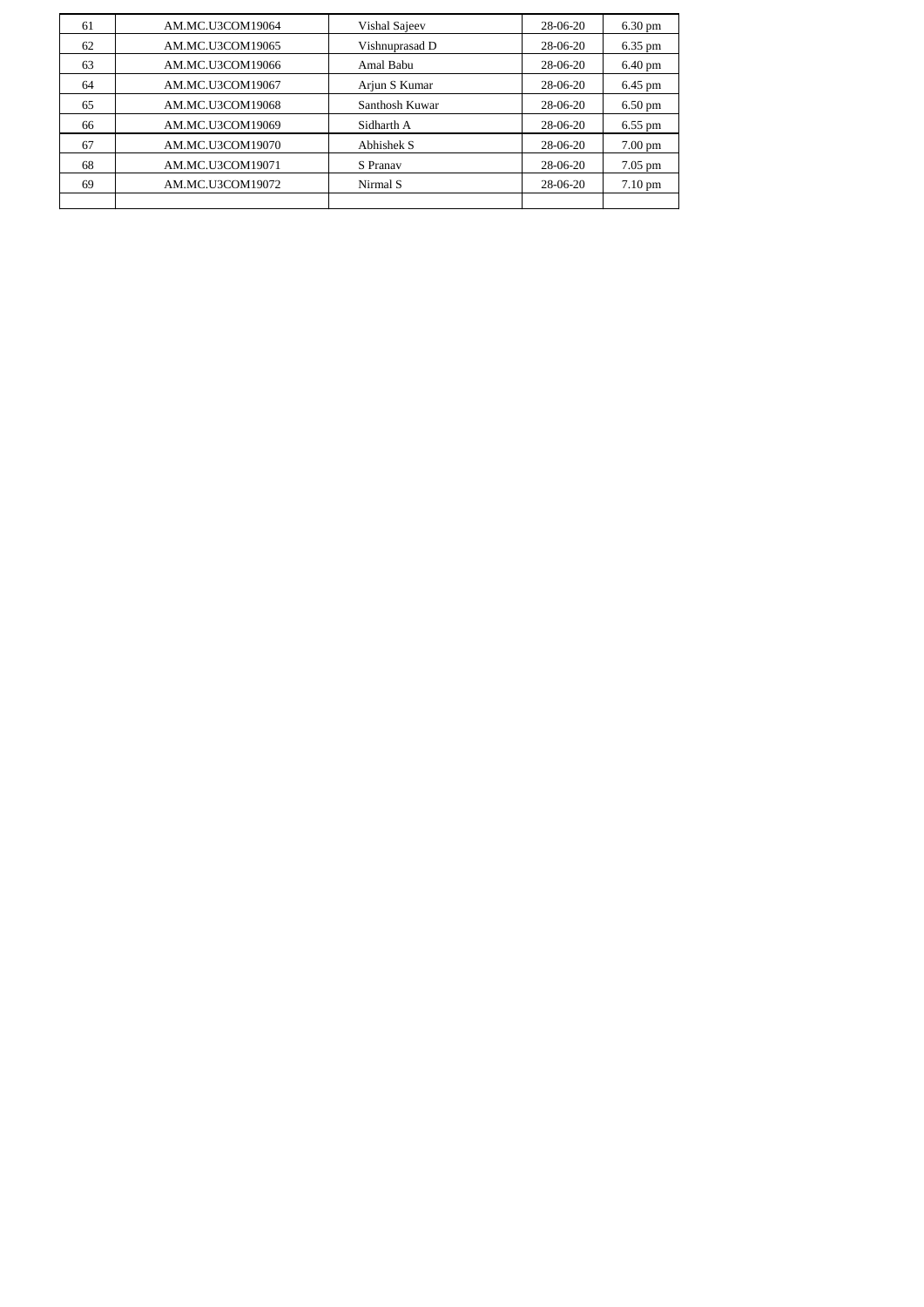| | | | | |
|---|---|---|---|---|
| 61 | AM.MC.U3COM19064 | Vishal Sajeev | 28-06-20 | 6.30 pm |
| 62 | AM.MC.U3COM19065 | Vishnuprasad D | 28-06-20 | 6.35 pm |
| 63 | AM.MC.U3COM19066 | Amal Babu | 28-06-20 | 6.40 pm |
| 64 | AM.MC.U3COM19067 | Arjun S Kumar | 28-06-20 | 6.45 pm |
| 65 | AM.MC.U3COM19068 | Santhosh Kuwar | 28-06-20 | 6.50 pm |
| 66 | AM.MC.U3COM19069 | Sidharth A | 28-06-20 | 6.55 pm |
| 67 | AM.MC.U3COM19070 | Abhishek S | 28-06-20 | 7.00 pm |
| 68 | AM.MC.U3COM19071 | S Pranav | 28-06-20 | 7.05 pm |
| 69 | AM.MC.U3COM19072 | Nirmal S | 28-06-20 | 7.10 pm |
| | | | | |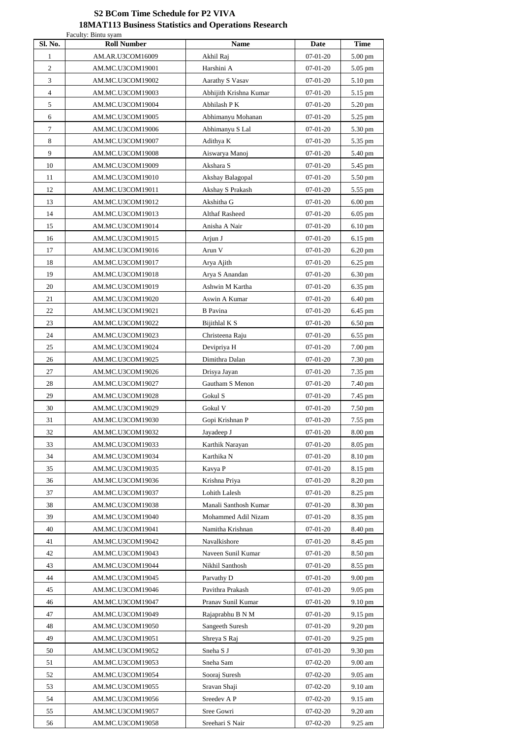**S2 BCom Time Schedule for P2 VIVA**

**18MAT113 Business Statistics and Operations Research**

Faculty: Bintu syam

| Sl. No. | Roll Number | Name | Date | Time |
|---|---|---|---|---|
| 1 | AM.AR.U3COM16009 | Akhil Raj | 07-01-20 | 5.00 pm |
| 2 | AM.MC.U3COM19001 | Harshini A | 07-01-20 | 5.05 pm |
| 3 | AM.MC.U3COM19002 | Aarathy S Vasav | 07-01-20 | 5.10 pm |
| 4 | AM.MC.U3COM19003 | Abhijith Krishna Kumar | 07-01-20 | 5.15 pm |
| 5 | AM.MC.U3COM19004 | Abhilash P K | 07-01-20 | 5.20 pm |
| 6 | AM.MC.U3COM19005 | Abhimanyu Mohanan | 07-01-20 | 5.25 pm |
| 7 | AM.MC.U3COM19006 | Abhimanyu S Lal | 07-01-20 | 5.30 pm |
| 8 | AM.MC.U3COM19007 | Adithya K | 07-01-20 | 5.35 pm |
| 9 | AM.MC.U3COM19008 | Aiswarya Manoj | 07-01-20 | 5.40 pm |
| 10 | AM.MC.U3COM19009 | Akshara S | 07-01-20 | 5.45 pm |
| 11 | AM.MC.U3COM19010 | Akshay Balagopal | 07-01-20 | 5.50 pm |
| 12 | AM.MC.U3COM19011 | Akshay S Prakash | 07-01-20 | 5.55 pm |
| 13 | AM.MC.U3COM19012 | Akshitha G | 07-01-20 | 6.00 pm |
| 14 | AM.MC.U3COM19013 | Althaf Rasheed | 07-01-20 | 6.05 pm |
| 15 | AM.MC.U3COM19014 | Anisha A Nair | 07-01-20 | 6.10 pm |
| 16 | AM.MC.U3COM19015 | Arjun J | 07-01-20 | 6.15 pm |
| 17 | AM.MC.U3COM19016 | Arun V | 07-01-20 | 6.20 pm |
| 18 | AM.MC.U3COM19017 | Arya Ajith | 07-01-20 | 6.25 pm |
| 19 | AM.MC.U3COM19018 | Arya S Anandan | 07-01-20 | 6.30 pm |
| 20 | AM.MC.U3COM19019 | Ashwin M Kartha | 07-01-20 | 6.35 pm |
| 21 | AM.MC.U3COM19020 | Aswin A Kumar | 07-01-20 | 6.40 pm |
| 22 | AM.MC.U3COM19021 | B Pavina | 07-01-20 | 6.45 pm |
| 23 | AM.MC.U3COM19022 | Bijithlal K S | 07-01-20 | 6.50 pm |
| 24 | AM.MC.U3COM19023 | Christeena Raju | 07-01-20 | 6.55 pm |
| 25 | AM.MC.U3COM19024 | Devipriya H | 07-01-20 | 7.00 pm |
| 26 | AM.MC.U3COM19025 | Dimithra Dalan | 07-01-20 | 7.30 pm |
| 27 | AM.MC.U3COM19026 | Drisya Jayan | 07-01-20 | 7.35 pm |
| 28 | AM.MC.U3COM19027 | Gautham S Menon | 07-01-20 | 7.40 pm |
| 29 | AM.MC.U3COM19028 | Gokul S | 07-01-20 | 7.45 pm |
| 30 | AM.MC.U3COM19029 | Gokul V | 07-01-20 | 7.50 pm |
| 31 | AM.MC.U3COM19030 | Gopi Krishnan P | 07-01-20 | 7.55 pm |
| 32 | AM.MC.U3COM19032 | Jayadeep J | 07-01-20 | 8.00 pm |
| 33 | AM.MC.U3COM19033 | Karthik Narayan | 07-01-20 | 8.05 pm |
| 34 | AM.MC.U3COM19034 | Karthika N | 07-01-20 | 8.10 pm |
| 35 | AM.MC.U3COM19035 | Kavya P | 07-01-20 | 8.15 pm |
| 36 | AM.MC.U3COM19036 | Krishna Priya | 07-01-20 | 8.20 pm |
| 37 | AM.MC.U3COM19037 | Lohith Lalesh | 07-01-20 | 8.25 pm |
| 38 | AM.MC.U3COM19038 | Manali Santhosh Kumar | 07-01-20 | 8.30 pm |
| 39 | AM.MC.U3COM19040 | Mohammed Adil Nizam | 07-01-20 | 8.35 pm |
| 40 | AM.MC.U3COM19041 | Namitha Krishnan | 07-01-20 | 8.40 pm |
| 41 | AM.MC.U3COM19042 | Navalkishore | 07-01-20 | 8.45 pm |
| 42 | AM.MC.U3COM19043 | Naveen Sunil Kumar | 07-01-20 | 8.50 pm |
| 43 | AM.MC.U3COM19044 | Nikhil Santhosh | 07-01-20 | 8.55 pm |
| 44 | AM.MC.U3COM19045 | Parvathy D | 07-01-20 | 9.00 pm |
| 45 | AM.MC.U3COM19046 | Pavithra Prakash | 07-01-20 | 9.05 pm |
| 46 | AM.MC.U3COM19047 | Pranav Sunil Kumar | 07-01-20 | 9.10 pm |
| 47 | AM.MC.U3COM19049 | Rajaprabhu B N M | 07-01-20 | 9.15 pm |
| 48 | AM.MC.U3COM19050 | Sangeeth Suresh | 07-01-20 | 9.20 pm |
| 49 | AM.MC.U3COM19051 | Shreya S Raj | 07-01-20 | 9.25 pm |
| 50 | AM.MC.U3COM19052 | Sneha S J | 07-01-20 | 9.30 pm |
| 51 | AM.MC.U3COM19053 | Sneha Sam | 07-02-20 | 9.00 am |
| 52 | AM.MC.U3COM19054 | Sooraj Suresh | 07-02-20 | 9.05 am |
| 53 | AM.MC.U3COM19055 | Sravan Shaji | 07-02-20 | 9.10 am |
| 54 | AM.MC.U3COM19056 | Sreedev A P | 07-02-20 | 9.15 am |
| 55 | AM.MC.U3COM19057 | Sree Gowri | 07-02-20 | 9.20 am |
| 56 | AM.MC.U3COM19058 | Sreehari S Nair | 07-02-20 | 9.25 am |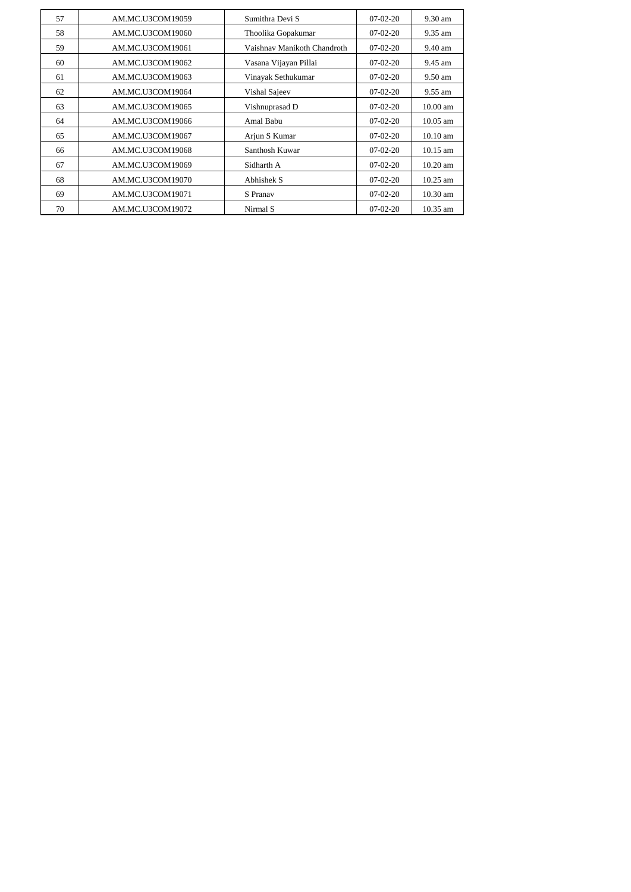| 57 | AM.MC.U3COM19059 | Sumithra Devi S | 07-02-20 | 9.30 am |
|---|---|---|---|---|
| 58 | AM.MC.U3COM19060 | Thoolika Gopakumar | 07-02-20 | 9.35 am |
| 59 | AM.MC.U3COM19061 | Vaishnav Manikoth Chandroth | 07-02-20 | 9.40 am |
| 60 | AM.MC.U3COM19062 | Vasana Vijayan Pillai | 07-02-20 | 9.45 am |
| 61 | AM.MC.U3COM19063 | Vinayak Sethukumar | 07-02-20 | 9.50 am |
| 62 | AM.MC.U3COM19064 | Vishal Sajeev | 07-02-20 | 9.55 am |
| 63 | AM.MC.U3COM19065 | Vishnuprasad D | 07-02-20 | 10.00 am |
| 64 | AM.MC.U3COM19066 | Amal Babu | 07-02-20 | 10.05 am |
| 65 | AM.MC.U3COM19067 | Arjun S Kumar | 07-02-20 | 10.10 am |
| 66 | AM.MC.U3COM19068 | Santhosh Kuwar | 07-02-20 | 10.15 am |
| 67 | AM.MC.U3COM19069 | Sidharth A | 07-02-20 | 10.20 am |
| 68 | AM.MC.U3COM19070 | Abhishek S | 07-02-20 | 10.25 am |
| 69 | AM.MC.U3COM19071 | S Pranav | 07-02-20 | 10.30 am |
| 70 | AM.MC.U3COM19072 | Nirmal S | 07-02-20 | 10.35 am |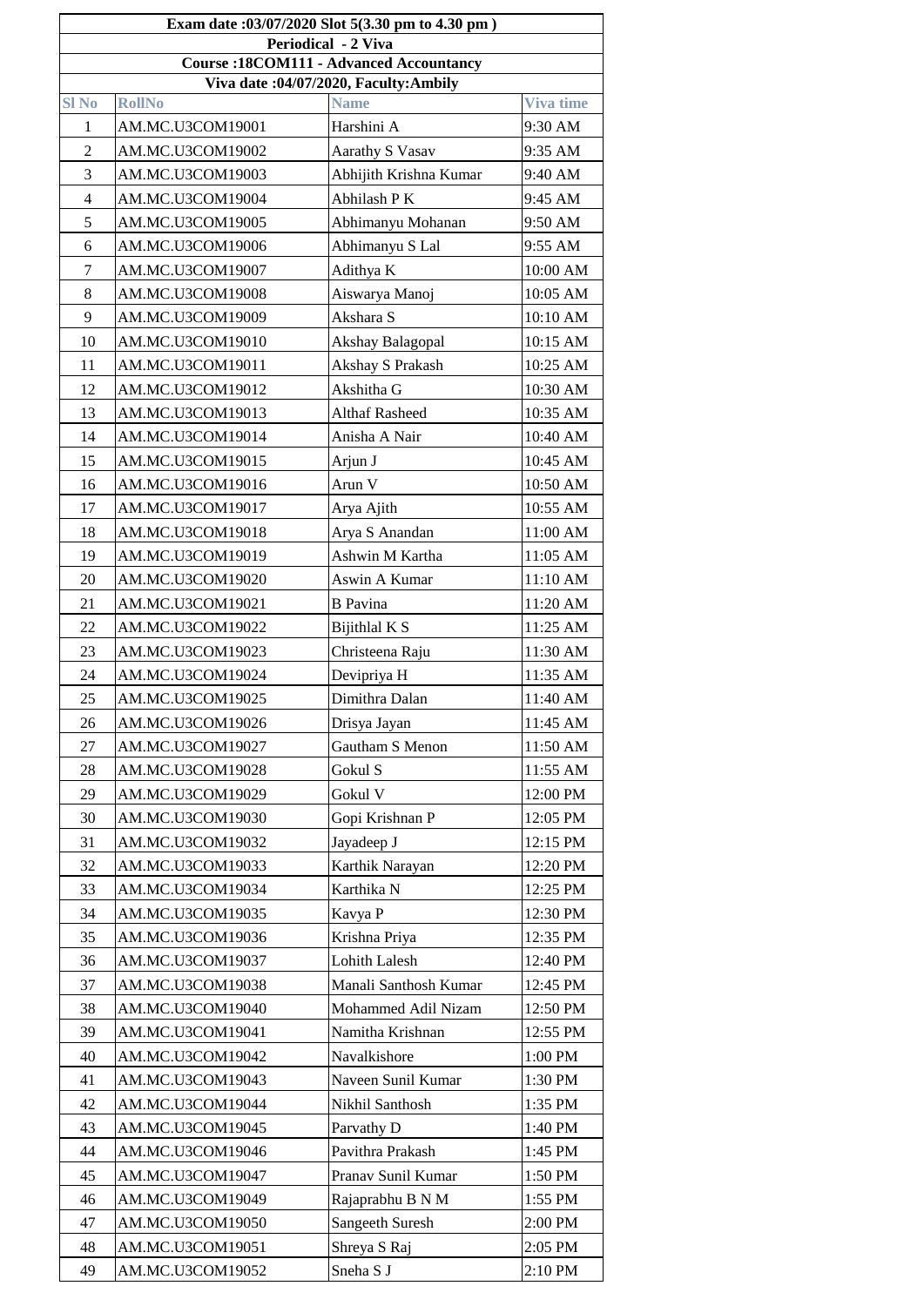| Exam date :03/07/2020 Slot 5(3.30 pm to 4.30 pm ) | | | |
|---|---|---|---|
| Periodical - 2 Viva | | | |
| Course :18COM111 - Advanced Accountancy | | | |
| Viva date :04/07/2020, Faculty:Ambily | | | |
| Sl No | RollNo | Name | Viva time |
| 1 | AM.MC.U3COM19001 | Harshini A | 9:30 AM |
| 2 | AM.MC.U3COM19002 | Aarathy S Vasav | 9:35 AM |
| 3 | AM.MC.U3COM19003 | Abhijith Krishna Kumar | 9:40 AM |
| 4 | AM.MC.U3COM19004 | Abhilash P K | 9:45 AM |
| 5 | AM.MC.U3COM19005 | Abhimanyu Mohanan | 9:50 AM |
| 6 | AM.MC.U3COM19006 | Abhimanyu S Lal | 9:55 AM |
| 7 | AM.MC.U3COM19007 | Adithya K | 10:00 AM |
| 8 | AM.MC.U3COM19008 | Aiswarya Manoj | 10:05 AM |
| 9 | AM.MC.U3COM19009 | Akshara S | 10:10 AM |
| 10 | AM.MC.U3COM19010 | Akshay Balagopal | 10:15 AM |
| 11 | AM.MC.U3COM19011 | Akshay S Prakash | 10:25 AM |
| 12 | AM.MC.U3COM19012 | Akshitha G | 10:30 AM |
| 13 | AM.MC.U3COM19013 | Althaf Rasheed | 10:35 AM |
| 14 | AM.MC.U3COM19014 | Anisha A Nair | 10:40 AM |
| 15 | AM.MC.U3COM19015 | Arjun J | 10:45 AM |
| 16 | AM.MC.U3COM19016 | Arun V | 10:50 AM |
| 17 | AM.MC.U3COM19017 | Arya Ajith | 10:55 AM |
| 18 | AM.MC.U3COM19018 | Arya S Anandan | 11:00 AM |
| 19 | AM.MC.U3COM19019 | Ashwin M Kartha | 11:05 AM |
| 20 | AM.MC.U3COM19020 | Aswin A Kumar | 11:10 AM |
| 21 | AM.MC.U3COM19021 | B Pavina | 11:20 AM |
| 22 | AM.MC.U3COM19022 | Bijithlal K S | 11:25 AM |
| 23 | AM.MC.U3COM19023 | Christeena Raju | 11:30 AM |
| 24 | AM.MC.U3COM19024 | Devipriya H | 11:35 AM |
| 25 | AM.MC.U3COM19025 | Dimithra Dalan | 11:40 AM |
| 26 | AM.MC.U3COM19026 | Drisya Jayan | 11:45 AM |
| 27 | AM.MC.U3COM19027 | Gautham S Menon | 11:50 AM |
| 28 | AM.MC.U3COM19028 | Gokul S | 11:55 AM |
| 29 | AM.MC.U3COM19029 | Gokul V | 12:00 PM |
| 30 | AM.MC.U3COM19030 | Gopi Krishnan P | 12:05 PM |
| 31 | AM.MC.U3COM19032 | Jayadeep J | 12:15 PM |
| 32 | AM.MC.U3COM19033 | Karthik Narayan | 12:20 PM |
| 33 | AM.MC.U3COM19034 | Karthika N | 12:25 PM |
| 34 | AM.MC.U3COM19035 | Kavya P | 12:30 PM |
| 35 | AM.MC.U3COM19036 | Krishna Priya | 12:35 PM |
| 36 | AM.MC.U3COM19037 | Lohith Lalesh | 12:40 PM |
| 37 | AM.MC.U3COM19038 | Manali Santhosh Kumar | 12:45 PM |
| 38 | AM.MC.U3COM19040 | Mohammed Adil Nizam | 12:50 PM |
| 39 | AM.MC.U3COM19041 | Namitha Krishnan | 12:55 PM |
| 40 | AM.MC.U3COM19042 | Navalkishore | 1:00 PM |
| 41 | AM.MC.U3COM19043 | Naveen Sunil Kumar | 1:30 PM |
| 42 | AM.MC.U3COM19044 | Nikhil Santhosh | 1:35 PM |
| 43 | AM.MC.U3COM19045 | Parvathy D | 1:40 PM |
| 44 | AM.MC.U3COM19046 | Pavithra Prakash | 1:45 PM |
| 45 | AM.MC.U3COM19047 | Pranav Sunil Kumar | 1:50 PM |
| 46 | AM.MC.U3COM19049 | Rajaprabhu B N M | 1:55 PM |
| 47 | AM.MC.U3COM19050 | Sangeeth Suresh | 2:00 PM |
| 48 | AM.MC.U3COM19051 | Shreya S Raj | 2:05 PM |
| 49 | AM.MC.U3COM19052 | Sneha S J | 2:10 PM |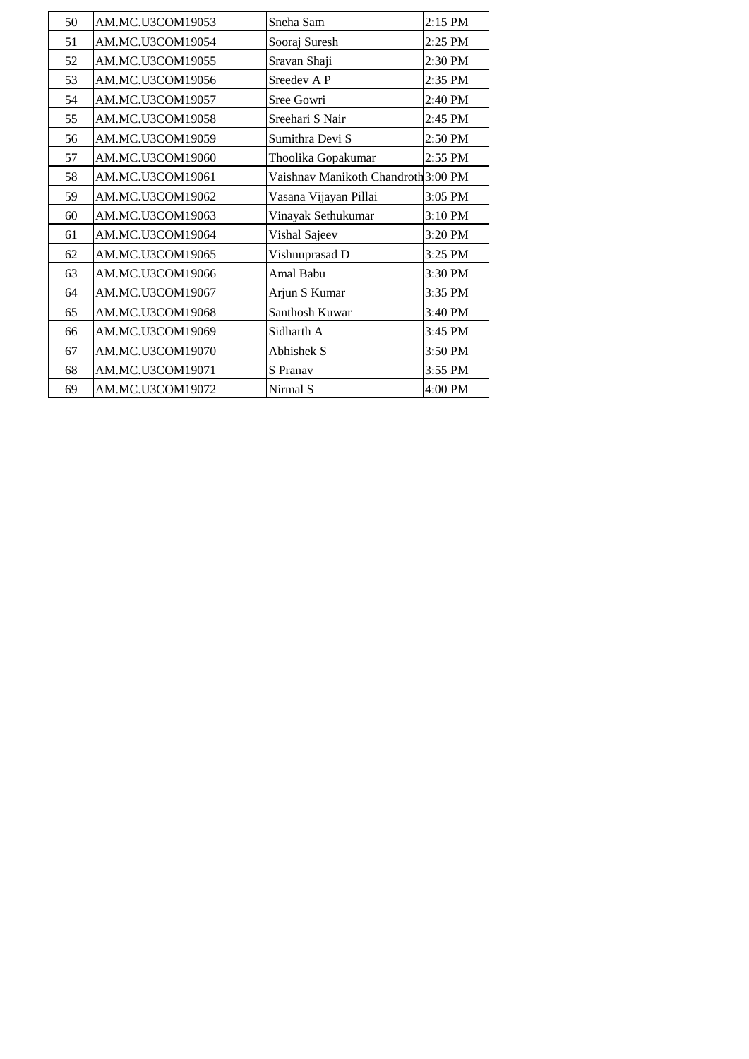| 50 | AM.MC.U3COM19053 | Sneha Sam | 2:15 PM |
|---|---|---|---|
| 51 | AM.MC.U3COM19054 | Sooraj Suresh | 2:25 PM |
| 52 | AM.MC.U3COM19055 | Sravan Shaji | 2:30 PM |
| 53 | AM.MC.U3COM19056 | Sreedev A P | 2:35 PM |
| 54 | AM.MC.U3COM19057 | Sree Gowri | 2:40 PM |
| 55 | AM.MC.U3COM19058 | Sreehari S Nair | 2:45 PM |
| 56 | AM.MC.U3COM19059 | Sumithra Devi S | 2:50 PM |
| 57 | AM.MC.U3COM19060 | Thoolika Gopakumar | 2:55 PM |
| 58 | AM.MC.U3COM19061 | Vaishnav Manikoth Chandroth | 3:00 PM |
| 59 | AM.MC.U3COM19062 | Vasana Vijayan Pillai | 3:05 PM |
| 60 | AM.MC.U3COM19063 | Vinayak Sethukumar | 3:10 PM |
| 61 | AM.MC.U3COM19064 | Vishal Sajeev | 3:20 PM |
| 62 | AM.MC.U3COM19065 | Vishnuprasad D | 3:25 PM |
| 63 | AM.MC.U3COM19066 | Amal Babu | 3:30 PM |
| 64 | AM.MC.U3COM19067 | Arjun S Kumar | 3:35 PM |
| 65 | AM.MC.U3COM19068 | Santhosh Kuwar | 3:40 PM |
| 66 | AM.MC.U3COM19069 | Sidharth A | 3:45 PM |
| 67 | AM.MC.U3COM19070 | Abhishek S | 3:50 PM |
| 68 | AM.MC.U3COM19071 | S Pranav | 3:55 PM |
| 69 | AM.MC.U3COM19072 | Nirmal S | 4:00 PM |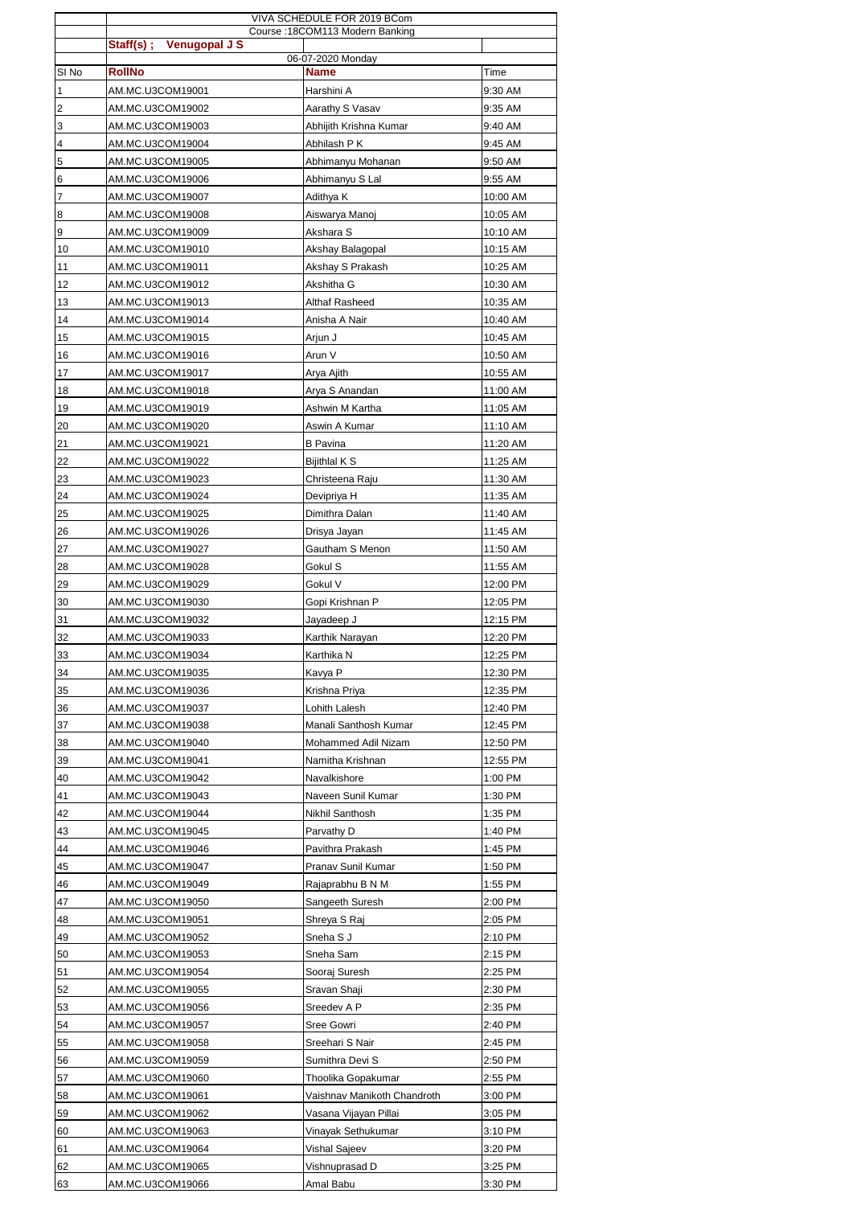| | VIVA SCHEDULE FOR 2019 BCom | | |
|---|---|---|---|
| | Course :18COM113 Modern Banking | | |
| | **Staff(s) ; Venugopal J S** | | |
| | 06-07-2020 Monday | | |
| Sl No | **RollNo** | **Name** | Time |
| 1 | AM.MC.U3COM19001 | Harshini A | 9:30 AM |
| 2 | AM.MC.U3COM19002 | Aarathy S Vasav | 9:35 AM |
| 3 | AM.MC.U3COM19003 | Abhijith Krishna Kumar | 9:40 AM |
| 4 | AM.MC.U3COM19004 | Abhilash P K | 9:45 AM |
| 5 | AM.MC.U3COM19005 | Abhimanyu Mohanan | 9:50 AM |
| 6 | AM.MC.U3COM19006 | Abhimanyu S Lal | 9:55 AM |
| 7 | AM.MC.U3COM19007 | Adithya K | 10:00 AM |
| 8 | AM.MC.U3COM19008 | Aiswarya Manoj | 10:05 AM |
| 9 | AM.MC.U3COM19009 | Akshara S | 10:10 AM |
| 10 | AM.MC.U3COM19010 | Akshay Balagopal | 10:15 AM |
| 11 | AM.MC.U3COM19011 | Akshay S Prakash | 10:25 AM |
| 12 | AM.MC.U3COM19012 | Akshitha G | 10:30 AM |
| 13 | AM.MC.U3COM19013 | Althaf Rasheed | 10:35 AM |
| 14 | AM.MC.U3COM19014 | Anisha A Nair | 10:40 AM |
| 15 | AM.MC.U3COM19015 | Arjun J | 10:45 AM |
| 16 | AM.MC.U3COM19016 | Arun V | 10:50 AM |
| 17 | AM.MC.U3COM19017 | Arya Ajith | 10:55 AM |
| 18 | AM.MC.U3COM19018 | Arya S Anandan | 11:00 AM |
| 19 | AM.MC.U3COM19019 | Ashwin M Kartha | 11:05 AM |
| 20 | AM.MC.U3COM19020 | Aswin A Kumar | 11:10 AM |
| 21 | AM.MC.U3COM19021 | B Pavina | 11:20 AM |
| 22 | AM.MC.U3COM19022 | Bijithlal K S | 11:25 AM |
| 23 | AM.MC.U3COM19023 | Christeena Raju | 11:30 AM |
| 24 | AM.MC.U3COM19024 | Devipriya H | 11:35 AM |
| 25 | AM.MC.U3COM19025 | Dimithra Dalan | 11:40 AM |
| 26 | AM.MC.U3COM19026 | Drisya Jayan | 11:45 AM |
| 27 | AM.MC.U3COM19027 | Gautham S Menon | 11:50 AM |
| 28 | AM.MC.U3COM19028 | Gokul S | 11:55 AM |
| 29 | AM.MC.U3COM19029 | Gokul V | 12:00 PM |
| 30 | AM.MC.U3COM19030 | Gopi Krishnan P | 12:05 PM |
| 31 | AM.MC.U3COM19032 | Jayadeep J | 12:15 PM |
| 32 | AM.MC.U3COM19033 | Karthik Narayan | 12:20 PM |
| 33 | AM.MC.U3COM19034 | Karthika N | 12:25 PM |
| 34 | AM.MC.U3COM19035 | Kavya P | 12:30 PM |
| 35 | AM.MC.U3COM19036 | Krishna Priya | 12:35 PM |
| 36 | AM.MC.U3COM19037 | Lohith Lalesh | 12:40 PM |
| 37 | AM.MC.U3COM19038 | Manali Santhosh Kumar | 12:45 PM |
| 38 | AM.MC.U3COM19040 | Mohammed Adil Nizam | 12:50 PM |
| 39 | AM.MC.U3COM19041 | Namitha Krishnan | 12:55 PM |
| 40 | AM.MC.U3COM19042 | Navalkishore | 1:00 PM |
| 41 | AM.MC.U3COM19043 | Naveen Sunil Kumar | 1:30 PM |
| 42 | AM.MC.U3COM19044 | Nikhil Santhosh | 1:35 PM |
| 43 | AM.MC.U3COM19045 | Parvathy D | 1:40 PM |
| 44 | AM.MC.U3COM19046 | Pavithra Prakash | 1:45 PM |
| 45 | AM.MC.U3COM19047 | Pranav Sunil Kumar | 1:50 PM |
| 46 | AM.MC.U3COM19049 | Rajaprabhu B N M | 1:55 PM |
| 47 | AM.MC.U3COM19050 | Sangeeth Suresh | 2:00 PM |
| 48 | AM.MC.U3COM19051 | Shreya S Raj | 2:05 PM |
| 49 | AM.MC.U3COM19052 | Sneha S J | 2:10 PM |
| 50 | AM.MC.U3COM19053 | Sneha Sam | 2:15 PM |
| 51 | AM.MC.U3COM19054 | Sooraj Suresh | 2:25 PM |
| 52 | AM.MC.U3COM19055 | Sravan Shaji | 2:30 PM |
| 53 | AM.MC.U3COM19056 | Sreedev A P | 2:35 PM |
| 54 | AM.MC.U3COM19057 | Sree Gowri | 2:40 PM |
| 55 | AM.MC.U3COM19058 | Sreehari S Nair | 2:45 PM |
| 56 | AM.MC.U3COM19059 | Sumithra Devi S | 2:50 PM |
| 57 | AM.MC.U3COM19060 | Thoolika Gopakumar | 2:55 PM |
| 58 | AM.MC.U3COM19061 | Vaishnav Manikoth Chandroth | 3:00 PM |
| 59 | AM.MC.U3COM19062 | Vasana Vijayan Pillai | 3:05 PM |
| 60 | AM.MC.U3COM19063 | Vinayak Sethukumar | 3:10 PM |
| 61 | AM.MC.U3COM19064 | Vishal Sajeev | 3:20 PM |
| 62 | AM.MC.U3COM19065 | Vishnuprasad D | 3:25 PM |
| 63 | AM.MC.U3COM19066 | Amal Babu | 3:30 PM |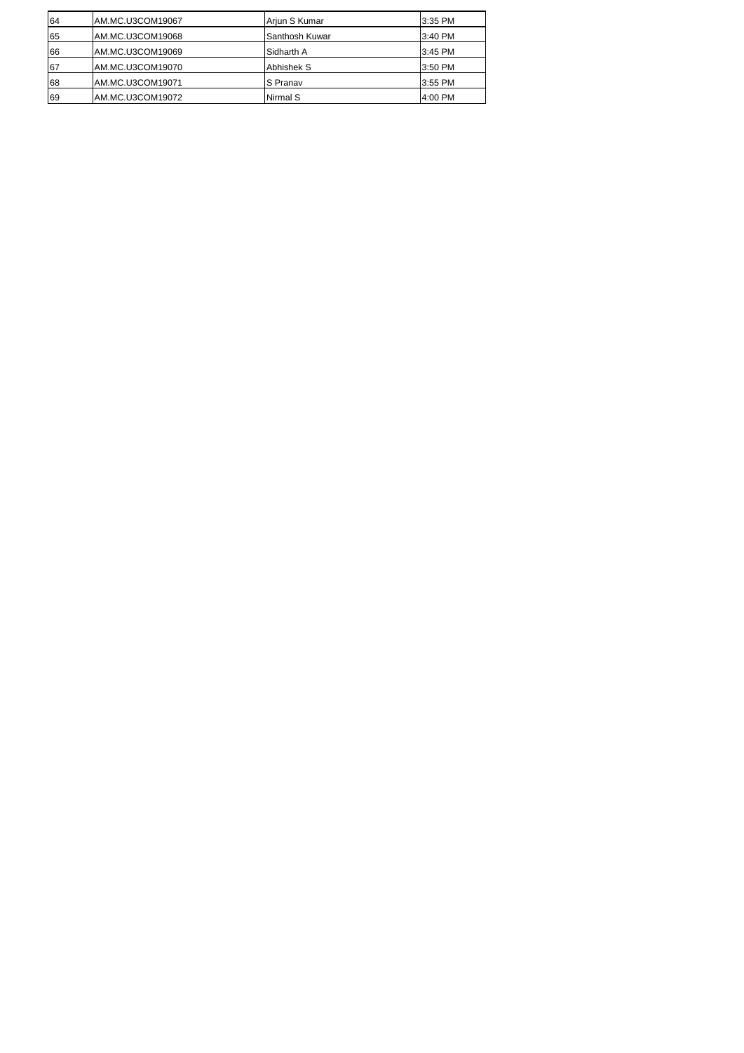| | | | |
|---|---|---|---|
| 64 | AM.MC.U3COM19067 | Arjun S Kumar | 3:35 PM |
| 65 | AM.MC.U3COM19068 | Santhosh Kuwar | 3:40 PM |
| 66 | AM.MC.U3COM19069 | Sidharth A | 3:45 PM |
| 67 | AM.MC.U3COM19070 | Abhishek S | 3:50 PM |
| 68 | AM.MC.U3COM19071 | S Pranav | 3:55 PM |
| 69 | AM.MC.U3COM19072 | Nirmal S | 4:00 PM |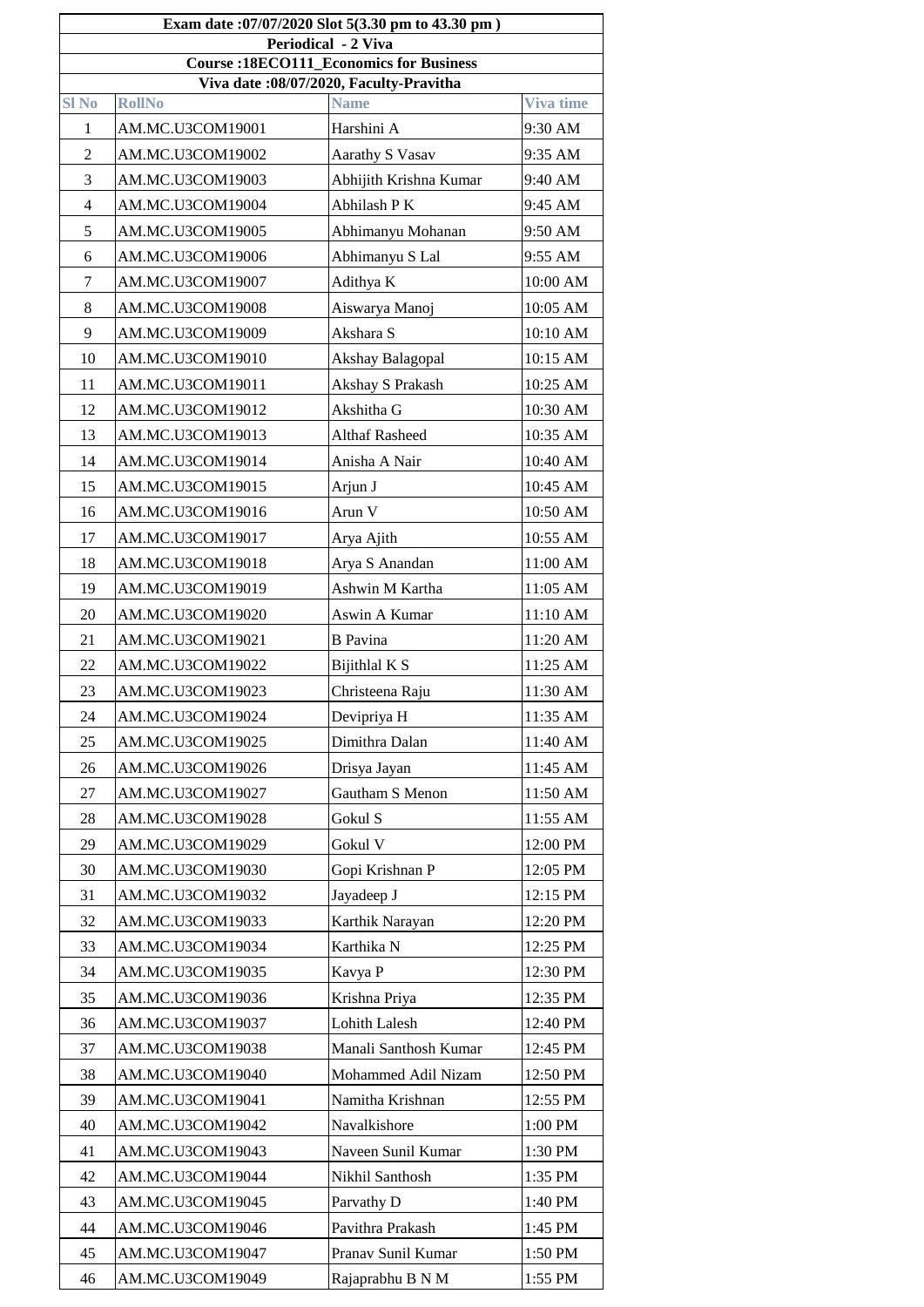| Exam date :07/07/2020 Slot 5(3.30 pm to 43.30 pm ) | | | |
|---|---|---|---|
| Periodical - 2 Viva | | | |
| Course :18ECO111_Economics for Business | | | |
| Viva date :08/07/2020, Faculty-Pravitha | | | |
| Sl No | RollNo | Name | Viva time |
| 1 | AM.MC.U3COM19001 | Harshini A | 9:30 AM |
| 2 | AM.MC.U3COM19002 | Aarathy S Vasav | 9:35 AM |
| 3 | AM.MC.U3COM19003 | Abhijith Krishna Kumar | 9:40 AM |
| 4 | AM.MC.U3COM19004 | Abhilash P K | 9:45 AM |
| 5 | AM.MC.U3COM19005 | Abhimanyu Mohanan | 9:50 AM |
| 6 | AM.MC.U3COM19006 | Abhimanyu S Lal | 9:55 AM |
| 7 | AM.MC.U3COM19007 | Adithya K | 10:00 AM |
| 8 | AM.MC.U3COM19008 | Aiswarya Manoj | 10:05 AM |
| 9 | AM.MC.U3COM19009 | Akshara S | 10:10 AM |
| 10 | AM.MC.U3COM19010 | Akshay Balagopal | 10:15 AM |
| 11 | AM.MC.U3COM19011 | Akshay S Prakash | 10:25 AM |
| 12 | AM.MC.U3COM19012 | Akshitha G | 10:30 AM |
| 13 | AM.MC.U3COM19013 | Althaf Rasheed | 10:35 AM |
| 14 | AM.MC.U3COM19014 | Anisha A Nair | 10:40 AM |
| 15 | AM.MC.U3COM19015 | Arjun J | 10:45 AM |
| 16 | AM.MC.U3COM19016 | Arun V | 10:50 AM |
| 17 | AM.MC.U3COM19017 | Arya Ajith | 10:55 AM |
| 18 | AM.MC.U3COM19018 | Arya S Anandan | 11:00 AM |
| 19 | AM.MC.U3COM19019 | Ashwin M Kartha | 11:05 AM |
| 20 | AM.MC.U3COM19020 | Aswin A Kumar | 11:10 AM |
| 21 | AM.MC.U3COM19021 | B Pavina | 11:20 AM |
| 22 | AM.MC.U3COM19022 | Bijithlal K S | 11:25 AM |
| 23 | AM.MC.U3COM19023 | Christeena Raju | 11:30 AM |
| 24 | AM.MC.U3COM19024 | Devipriya H | 11:35 AM |
| 25 | AM.MC.U3COM19025 | Dimithra Dalan | 11:40 AM |
| 26 | AM.MC.U3COM19026 | Drisya Jayan | 11:45 AM |
| 27 | AM.MC.U3COM19027 | Gautham S Menon | 11:50 AM |
| 28 | AM.MC.U3COM19028 | Gokul S | 11:55 AM |
| 29 | AM.MC.U3COM19029 | Gokul V | 12:00 PM |
| 30 | AM.MC.U3COM19030 | Gopi Krishnan P | 12:05 PM |
| 31 | AM.MC.U3COM19032 | Jayadeep J | 12:15 PM |
| 32 | AM.MC.U3COM19033 | Karthik Narayan | 12:20 PM |
| 33 | AM.MC.U3COM19034 | Karthika N | 12:25 PM |
| 34 | AM.MC.U3COM19035 | Kavya P | 12:30 PM |
| 35 | AM.MC.U3COM19036 | Krishna Priya | 12:35 PM |
| 36 | AM.MC.U3COM19037 | Lohith Lalesh | 12:40 PM |
| 37 | AM.MC.U3COM19038 | Manali Santhosh Kumar | 12:45 PM |
| 38 | AM.MC.U3COM19040 | Mohammed Adil Nizam | 12:50 PM |
| 39 | AM.MC.U3COM19041 | Namitha Krishnan | 12:55 PM |
| 40 | AM.MC.U3COM19042 | Navalkishore | 1:00 PM |
| 41 | AM.MC.U3COM19043 | Naveen Sunil Kumar | 1:30 PM |
| 42 | AM.MC.U3COM19044 | Nikhil Santhosh | 1:35 PM |
| 43 | AM.MC.U3COM19045 | Parvathy D | 1:40 PM |
| 44 | AM.MC.U3COM19046 | Pavithra Prakash | 1:45 PM |
| 45 | AM.MC.U3COM19047 | Pranav Sunil Kumar | 1:50 PM |
| 46 | AM.MC.U3COM19049 | Rajaprabhu B N M | 1:55 PM |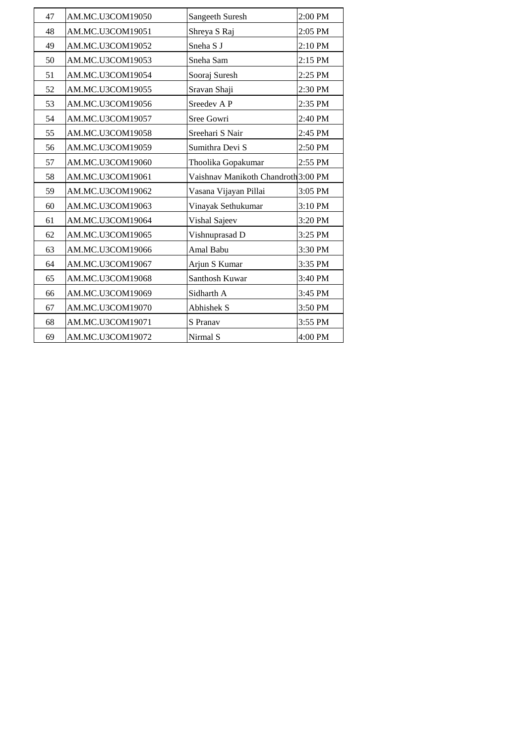| | | | |
|---|---|---|---|
| 47 | AM.MC.U3COM19050 | Sangeeth Suresh | 2:00 PM |
| 48 | AM.MC.U3COM19051 | Shreya S Raj | 2:05 PM |
| 49 | AM.MC.U3COM19052 | Sneha S J | 2:10 PM |
| 50 | AM.MC.U3COM19053 | Sneha Sam | 2:15 PM |
| 51 | AM.MC.U3COM19054 | Sooraj Suresh | 2:25 PM |
| 52 | AM.MC.U3COM19055 | Sravan Shaji | 2:30 PM |
| 53 | AM.MC.U3COM19056 | Sreedev A P | 2:35 PM |
| 54 | AM.MC.U3COM19057 | Sree Gowri | 2:40 PM |
| 55 | AM.MC.U3COM19058 | Sreehari S Nair | 2:45 PM |
| 56 | AM.MC.U3COM19059 | Sumithra Devi S | 2:50 PM |
| 57 | AM.MC.U3COM19060 | Thoolika Gopakumar | 2:55 PM |
| 58 | AM.MC.U3COM19061 | Vaishnav Manikoth Chandroth | 3:00 PM |
| 59 | AM.MC.U3COM19062 | Vasana Vijayan Pillai | 3:05 PM |
| 60 | AM.MC.U3COM19063 | Vinayak Sethukumar | 3:10 PM |
| 61 | AM.MC.U3COM19064 | Vishal Sajeev | 3:20 PM |
| 62 | AM.MC.U3COM19065 | Vishnuprasad D | 3:25 PM |
| 63 | AM.MC.U3COM19066 | Amal Babu | 3:30 PM |
| 64 | AM.MC.U3COM19067 | Arjun S Kumar | 3:35 PM |
| 65 | AM.MC.U3COM19068 | Santhosh Kuwar | 3:40 PM |
| 66 | AM.MC.U3COM19069 | Sidharth A | 3:45 PM |
| 67 | AM.MC.U3COM19070 | Abhishek S | 3:50 PM |
| 68 | AM.MC.U3COM19071 | S Pranav | 3:55 PM |
| 69 | AM.MC.U3COM19072 | Nirmal S | 4:00 PM |